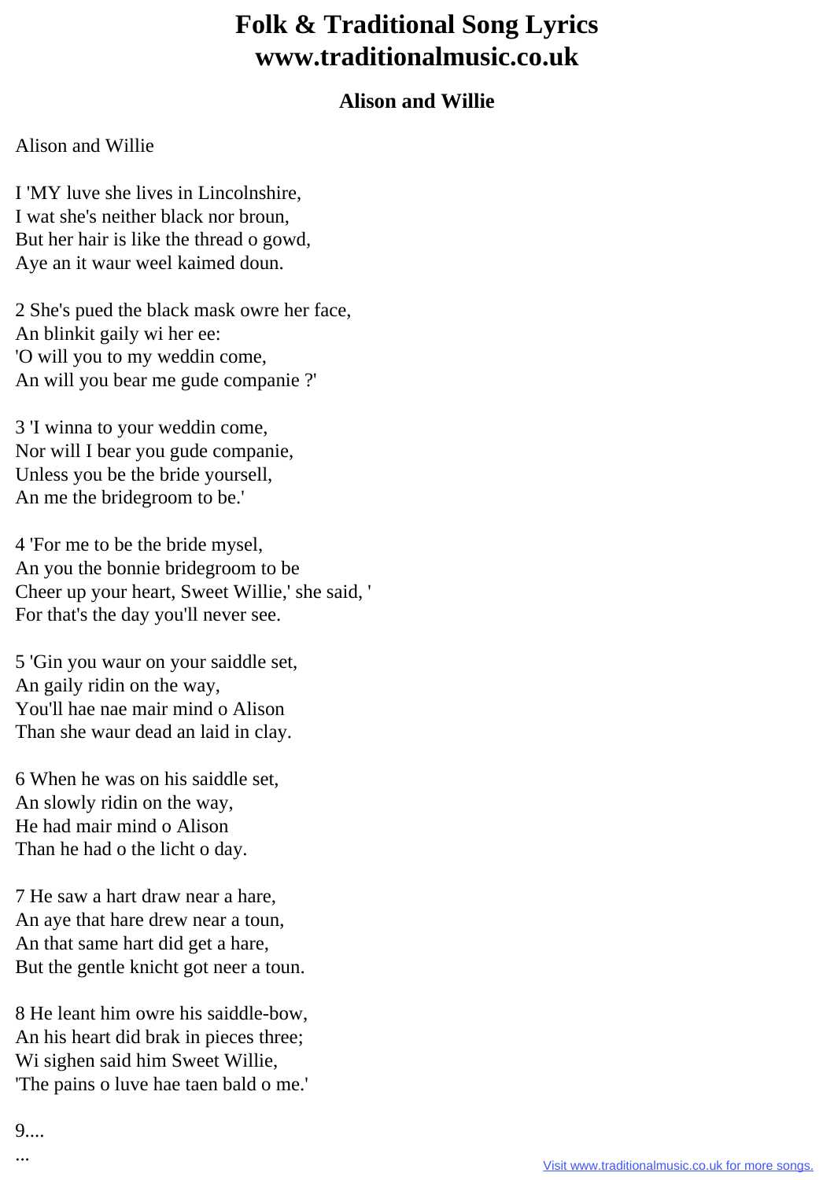# Folk & Traditional Song Lyrics
# www.traditionalmusic.co.uk

## Alison and Willie

Alison and Willie

I 'MY luve she lives in Lincolnshire,
I wat she's neither black nor broun,
But her hair is like the thread o gowd,
Aye an it waur weel kaimed doun.

2 She's pued the black mask owre her face,
An blinkit gaily wi her ee:
'O will you to my weddin come,
An will you bear me gude companie ?'

3 'I winna to your weddin come,
Nor will I bear you gude companie,
Unless you be the bride yoursell,
An me the bridegroom to be.'

4 'For me to be the bride mysel,
An you the bonnie bridegroom to be
Cheer up your heart, Sweet Willie,' she said, '
For that's the day you'll never see.

5 'Gin you waur on your saiddle set,
An gaily ridin on the way,
You'll hae nae mair mind o Alison
Than she waur dead an laid in clay.

6 When he was on his saiddle set,
An slowly ridin on the way,
He had mair mind o Alison
Than he had o the licht o day.

7 He saw a hart draw near a hare,
An aye that hare drew near a toun,
An that same hart did get a hare,
But the gentle knicht got neer a toun.

8 He leant him owre his saiddle-bow,
An his heart did brak in pieces three;
Wi sighen said him Sweet Willie,
'The pains o luve hae taen bald o me.'

9....

...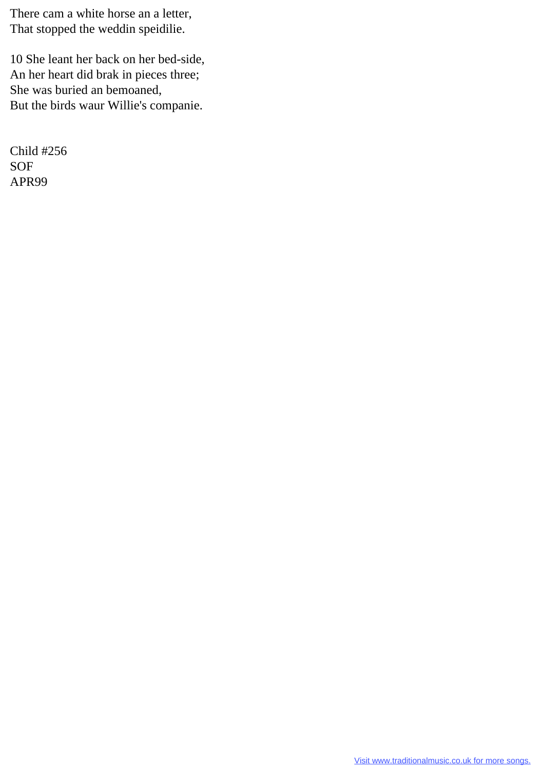There cam a white horse an a letter,
That stopped the weddin speidilie.

10 She leant her back on her bed-side,
An her heart did brak in pieces three;
She was buried an bemoaned,
But the birds waur Willie's companie.

Child #256
SOF
APR99